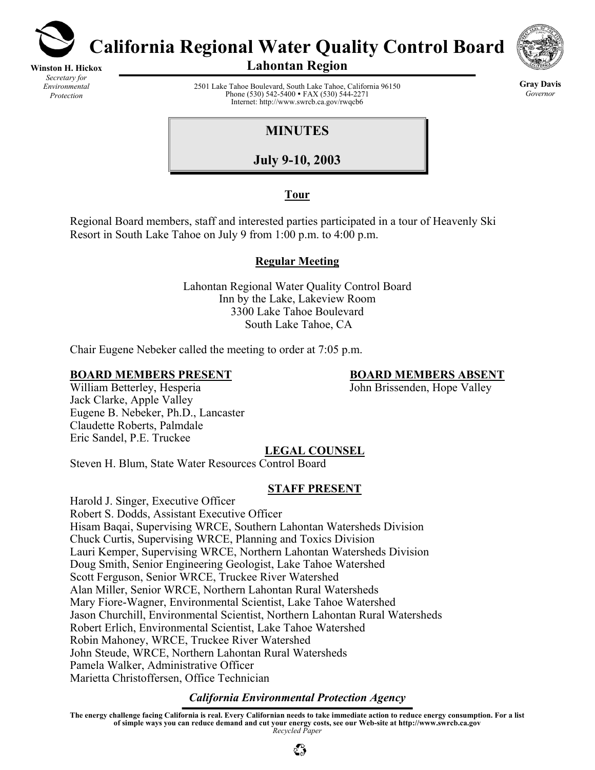# California Regional Water Quality Control Board

## Lahontan Region

**Winston H. Hickox**
*Secretary for Environmental Protection*

2501 Lake Tahoe Boulevard, South Lake Tahoe, California 96150
Phone (530) 542-5400 • FAX (530) 544-2271
Internet: http://www.swrcb.ca.gov/rwqcb6

**Gray Davis**
*Governor*

## MINUTES

## July 9-10, 2003

### Tour

Regional Board members, staff and interested parties participated in a tour of Heavenly Ski Resort in South Lake Tahoe on July 9 from 1:00 p.m. to 4:00 p.m.

### Regular Meeting

Lahontan Regional Water Quality Control Board
Inn by the Lake, Lakeview Room
3300 Lake Tahoe Boulevard
South Lake Tahoe, CA

Chair Eugene Nebeker called the meeting to order at 7:05 p.m.

**BOARD MEMBERS PRESENT**

William Betterley, Hesperia
Jack Clarke, Apple Valley
Eugene B. Nebeker, Ph.D., Lancaster
Claudette Roberts, Palmdale
Eric Sandel, P.E. Truckee

**BOARD MEMBERS ABSENT**

John Brissenden, Hope Valley

**LEGAL COUNSEL**

Steven H. Blum, State Water Resources Control Board

**STAFF PRESENT**

Harold J. Singer, Executive Officer
Robert S. Dodds, Assistant Executive Officer
Hisam Baqai, Supervising WRCE, Southern Lahontan Watersheds Division
Chuck Curtis, Supervising WRCE, Planning and Toxics Division
Lauri Kemper, Supervising WRCE, Northern Lahontan Watersheds Division
Doug Smith, Senior Engineering Geologist, Lake Tahoe Watershed
Scott Ferguson, Senior WRCE, Truckee River Watershed
Alan Miller, Senior WRCE, Northern Lahontan Rural Watersheds
Mary Fiore-Wagner, Environmental Scientist, Lake Tahoe Watershed
Jason Churchill, Environmental Scientist, Northern Lahontan Rural Watersheds
Robert Erlich, Environmental Scientist, Lake Tahoe Watershed
Robin Mahoney, WRCE, Truckee River Watershed
John Steude, WRCE, Northern Lahontan Rural Watersheds
Pamela Walker, Administrative Officer
Marietta Christoffersen, Office Technician

***California Environmental Protection Agency***

**The energy challenge facing California is real. Every Californian needs to take immediate action to reduce energy consumption. For a list of simple ways you can reduce demand and cut your energy costs, see our Web-site at http://www.swrcb.ca.gov**
*Recycled Paper*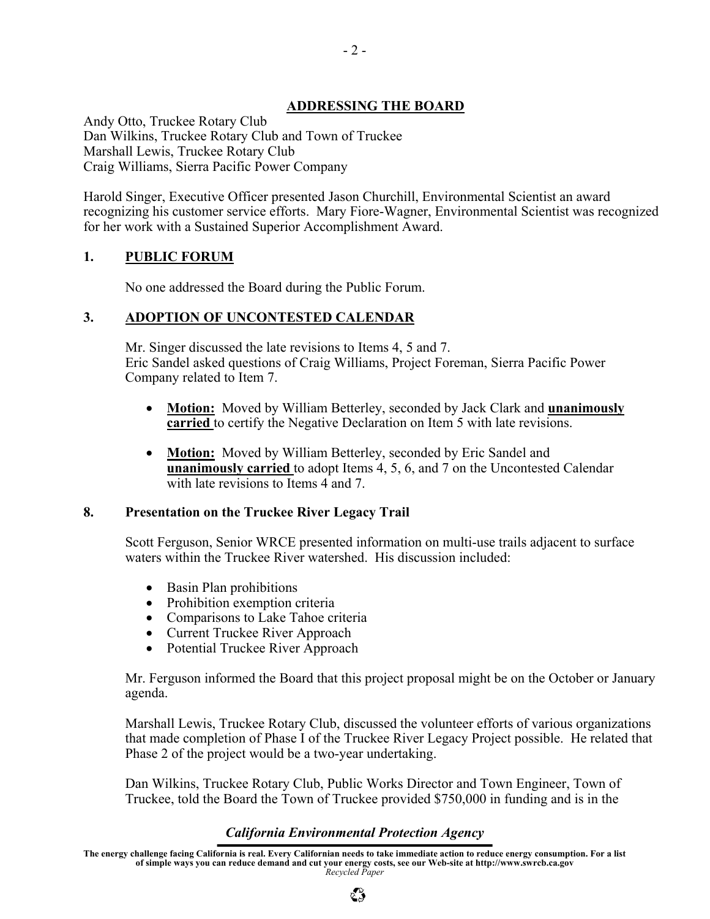## ADDRESSING THE BOARD

Andy Otto, Truckee Rotary Club
Dan Wilkins, Truckee Rotary Club and Town of Truckee
Marshall Lewis, Truckee Rotary Club
Craig Williams, Sierra Pacific Power Company

Harold Singer, Executive Officer presented Jason Churchill, Environmental Scientist an award recognizing his customer service efforts. Mary Fiore-Wagner, Environmental Scientist was recognized for her work with a Sustained Superior Accomplishment Award.

## 1. PUBLIC FORUM

No one addressed the Board during the Public Forum.

## 3. ADOPTION OF UNCONTESTED CALENDAR

Mr. Singer discussed the late revisions to Items 4, 5 and 7.
Eric Sandel asked questions of Craig Williams, Project Foreman, Sierra Pacific Power Company related to Item 7.

- **Motion:** Moved by William Betterley, seconded by Jack Clark and **unanimously carried** to certify the Negative Declaration on Item 5 with late revisions.
- **Motion:** Moved by William Betterley, seconded by Eric Sandel and **unanimously carried** to adopt Items 4, 5, 6, and 7 on the Uncontested Calendar with late revisions to Items 4 and 7.

## 8. Presentation on the Truckee River Legacy Trail

Scott Ferguson, Senior WRCE presented information on multi-use trails adjacent to surface waters within the Truckee River watershed. His discussion included:

- Basin Plan prohibitions
- Prohibition exemption criteria
- Comparisons to Lake Tahoe criteria
- Current Truckee River Approach
- Potential Truckee River Approach

Mr. Ferguson informed the Board that this project proposal might be on the October or January agenda.

Marshall Lewis, Truckee Rotary Club, discussed the volunteer efforts of various organizations that made completion of Phase I of the Truckee River Legacy Project possible. He related that Phase 2 of the project would be a two-year undertaking.

Dan Wilkins, Truckee Rotary Club, Public Works Director and Town Engineer, Town of Truckee, told the Board the Town of Truckee provided $750,000 in funding and is in the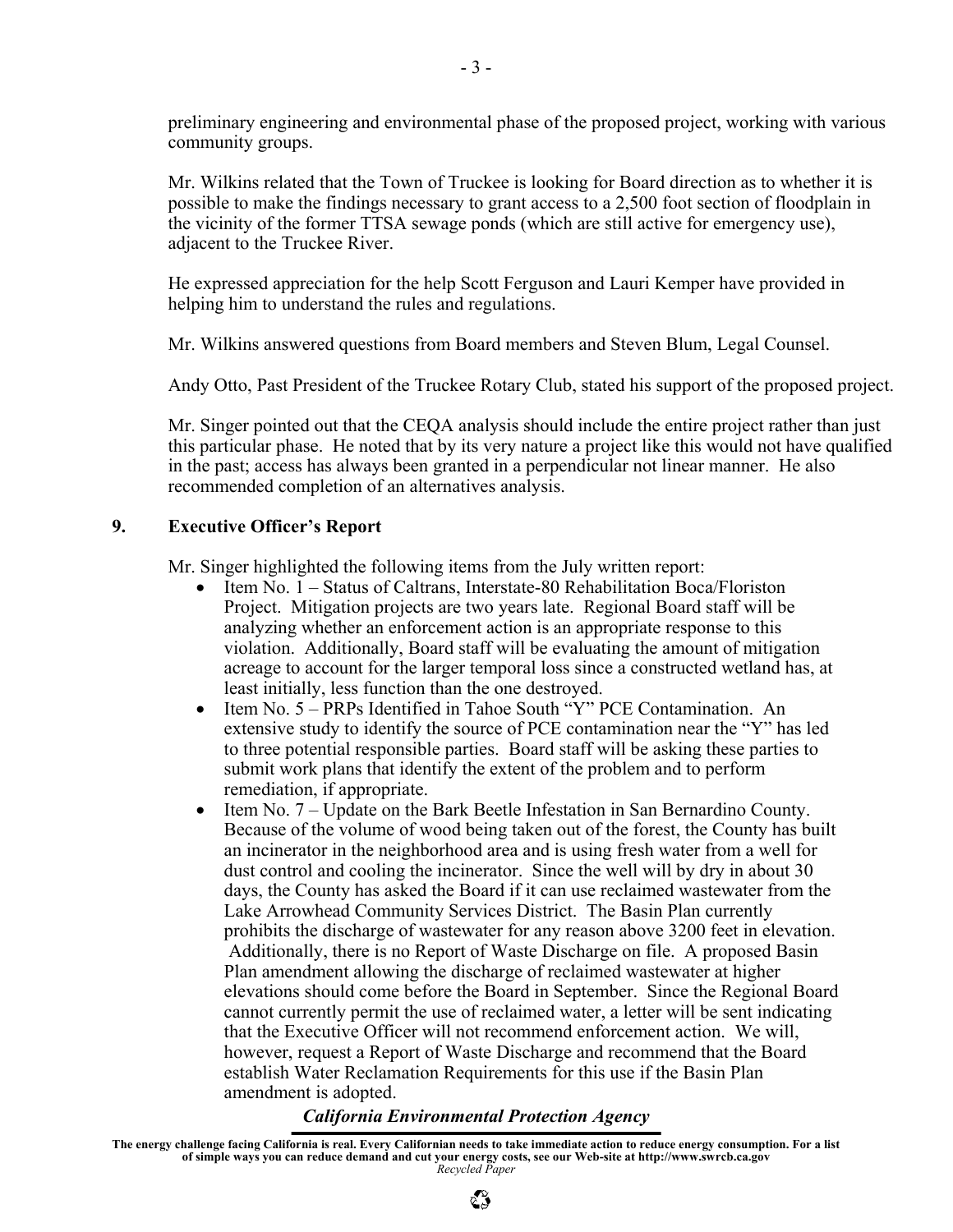preliminary engineering and environmental phase of the proposed project, working with various community groups.

Mr. Wilkins related that the Town of Truckee is looking for Board direction as to whether it is possible to make the findings necessary to grant access to a 2,500 foot section of floodplain in the vicinity of the former TTSA sewage ponds (which are still active for emergency use), adjacent to the Truckee River.

He expressed appreciation for the help Scott Ferguson and Lauri Kemper have provided in helping him to understand the rules and regulations.

Mr. Wilkins answered questions from Board members and Steven Blum, Legal Counsel.

Andy Otto, Past President of the Truckee Rotary Club, stated his support of the proposed project.

Mr. Singer pointed out that the CEQA analysis should include the entire project rather than just this particular phase. He noted that by its very nature a project like this would not have qualified in the past; access has always been granted in a perpendicular not linear manner. He also recommended completion of an alternatives analysis.

## 9. Executive Officer's Report

Mr. Singer highlighted the following items from the July written report:

- Item No. 1 – Status of Caltrans, Interstate-80 Rehabilitation Boca/Floriston Project. Mitigation projects are two years late. Regional Board staff will be analyzing whether an enforcement action is an appropriate response to this violation. Additionally, Board staff will be evaluating the amount of mitigation acreage to account for the larger temporal loss since a constructed wetland has, at least initially, less function than the one destroyed.
- Item No. 5 – PRPs Identified in Tahoe South "Y" PCE Contamination. An extensive study to identify the source of PCE contamination near the "Y" has led to three potential responsible parties. Board staff will be asking these parties to submit work plans that identify the extent of the problem and to perform remediation, if appropriate.
- Item No. 7 – Update on the Bark Beetle Infestation in San Bernardino County. Because of the volume of wood being taken out of the forest, the County has built an incinerator in the neighborhood area and is using fresh water from a well for dust control and cooling the incinerator. Since the well will by dry in about 30 days, the County has asked the Board if it can use reclaimed wastewater from the Lake Arrowhead Community Services District. The Basin Plan currently prohibits the discharge of wastewater for any reason above 3200 feet in elevation. Additionally, there is no Report of Waste Discharge on file. A proposed Basin Plan amendment allowing the discharge of reclaimed wastewater at higher elevations should come before the Board in September. Since the Regional Board cannot currently permit the use of reclaimed water, a letter will be sent indicating that the Executive Officer will not recommend enforcement action. We will, however, request a Report of Waste Discharge and recommend that the Board establish Water Reclamation Requirements for this use if the Basin Plan amendment is adopted.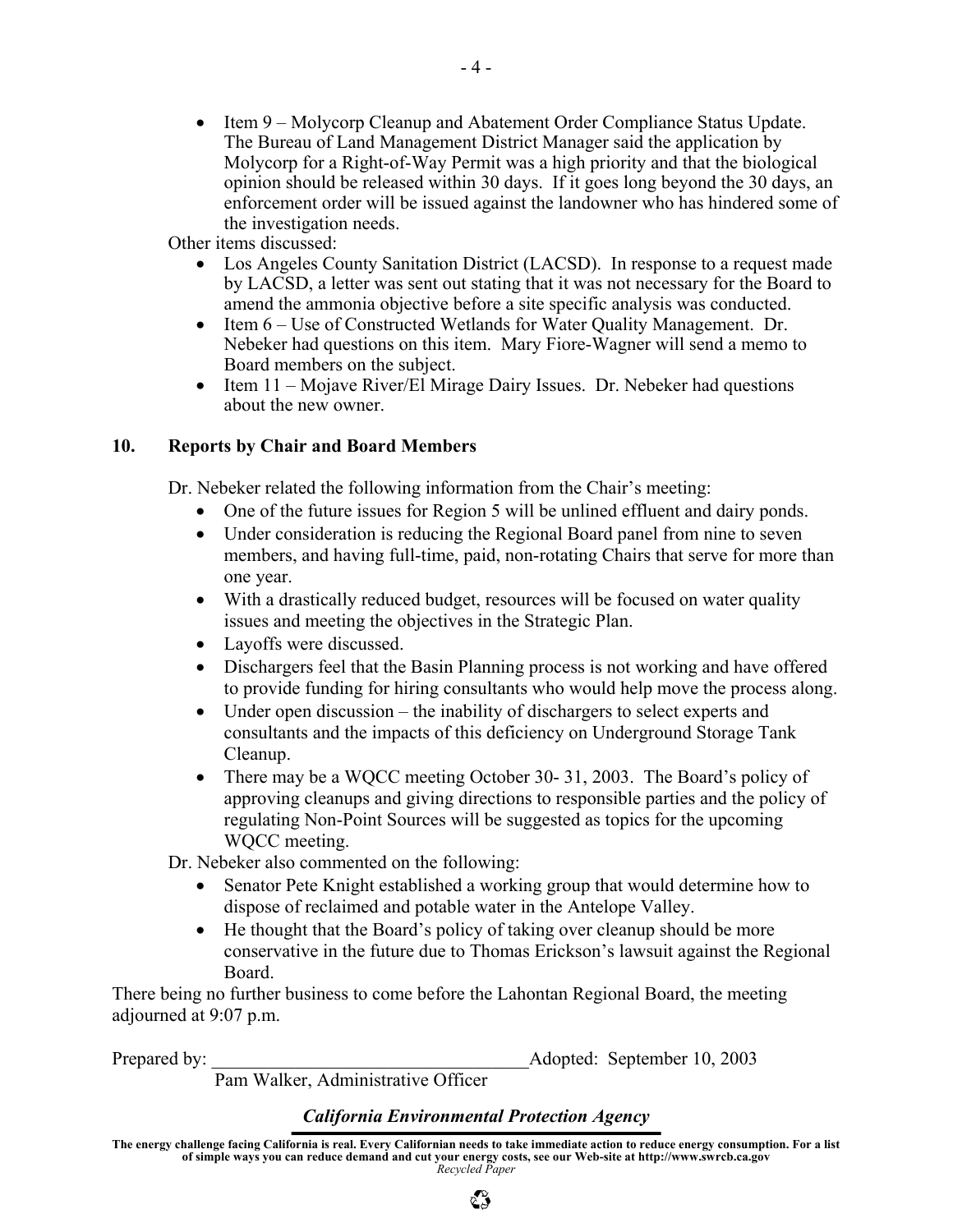- Item 9 – Molycorp Cleanup and Abatement Order Compliance Status Update. The Bureau of Land Management District Manager said the application by Molycorp for a Right-of-Way Permit was a high priority and that the biological opinion should be released within 30 days. If it goes long beyond the 30 days, an enforcement order will be issued against the landowner who has hindered some of the investigation needs.

Other items discussed:

- Los Angeles County Sanitation District (LACSD). In response to a request made by LACSD, a letter was sent out stating that it was not necessary for the Board to amend the ammonia objective before a site specific analysis was conducted.
- Item 6 – Use of Constructed Wetlands for Water Quality Management. Dr. Nebeker had questions on this item. Mary Fiore-Wagner will send a memo to Board members on the subject.
- Item 11 – Mojave River/El Mirage Dairy Issues. Dr. Nebeker had questions about the new owner.

## 10. Reports by Chair and Board Members

Dr. Nebeker related the following information from the Chair's meeting:

- One of the future issues for Region 5 will be unlined effluent and dairy ponds.
- Under consideration is reducing the Regional Board panel from nine to seven members, and having full-time, paid, non-rotating Chairs that serve for more than one year.
- With a drastically reduced budget, resources will be focused on water quality issues and meeting the objectives in the Strategic Plan.
- Layoffs were discussed.
- Dischargers feel that the Basin Planning process is not working and have offered to provide funding for hiring consultants who would help move the process along.
- Under open discussion – the inability of dischargers to select experts and consultants and the impacts of this deficiency on Underground Storage Tank Cleanup.
- There may be a WQCC meeting October 30- 31, 2003. The Board's policy of approving cleanups and giving directions to responsible parties and the policy of regulating Non-Point Sources will be suggested as topics for the upcoming WQCC meeting.

Dr. Nebeker also commented on the following:

- Senator Pete Knight established a working group that would determine how to dispose of reclaimed and potable water in the Antelope Valley.
- He thought that the Board's policy of taking over cleanup should be more conservative in the future due to Thomas Erickson's lawsuit against the Regional Board.

There being no further business to come before the Lahontan Regional Board, the meeting adjourned at 9:07 p.m.

Prepared by: ________________________________ Adopted: September 10, 2003

Pam Walker, Administrative Officer